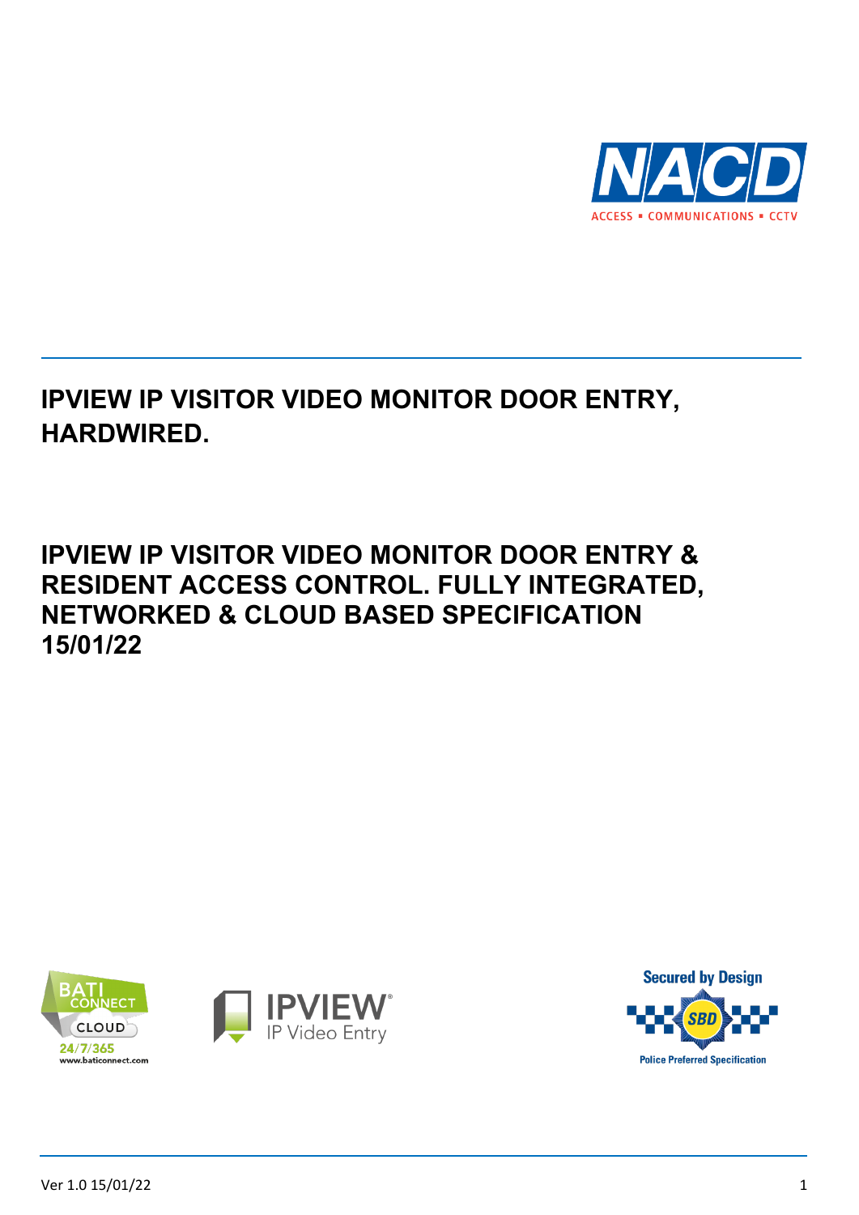# IPVIEW IP VISITOR VIDEO MONITOR DOOR ENTRY, HARDWIRED.

# IPVIEW IP VISITOR VIDEO MONITOR DOOR ENTRY & RESIDENT ACCESS CONTROL. FULLY INTEGRATED, NETWORKED & CLOUD BASED SPECIFICATION 15/01/22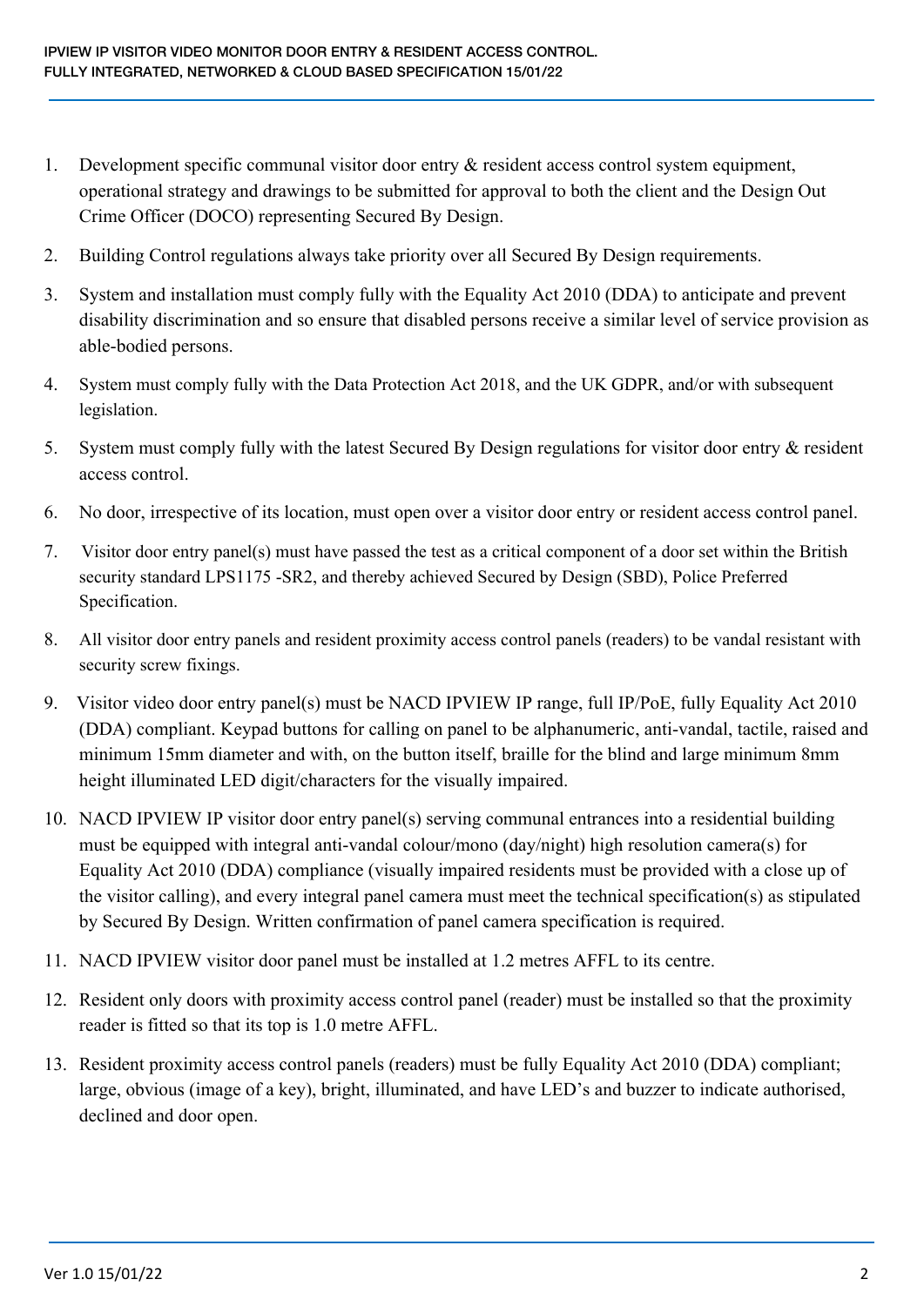1. Development specific communal visitor door entry & resident access control system equipment, operational strategy and drawings to be submitted for approval to both the client and the Design Out Crime Officer (DOCO) representing Secured By Design.
2. Building Control regulations always take priority over all Secured By Design requirements.
3. System and installation must comply fully with the Equality Act 2010 (DDA) to anticipate and prevent disability discrimination and so ensure that disabled persons receive a similar level of service provision as able-bodied persons.
4. System must comply fully with the Data Protection Act 2018, and the UK GDPR, and/or with subsequent legislation.
5. System must comply fully with the latest Secured By Design regulations for visitor door entry & resident access control.
6. No door, irrespective of its location, must open over a visitor door entry or resident access control panel.
7. Visitor door entry panel(s) must have passed the test as a critical component of a door set within the British security standard LPS1175 -SR2, and thereby achieved Secured by Design (SBD), Police Preferred Specification.
8. All visitor door entry panels and resident proximity access control panels (readers) to be vandal resistant with security screw fixings.
9. Visitor video door entry panel(s) must be NACD IPVIEW IP range, full IP/PoE, fully Equality Act 2010 (DDA) compliant. Keypad buttons for calling on panel to be alphanumeric, anti-vandal, tactile, raised and minimum 15mm diameter and with, on the button itself, braille for the blind and large minimum 8mm height illuminated LED digit/characters for the visually impaired.
10. NACD IPVIEW IP visitor door entry panel(s) serving communal entrances into a residential building must be equipped with integral anti-vandal colour/mono (day/night) high resolution camera(s) for Equality Act 2010 (DDA) compliance (visually impaired residents must be provided with a close up of the visitor calling), and every integral panel camera must meet the technical specification(s) as stipulated by Secured By Design. Written confirmation of panel camera specification is required.
11. NACD IPVIEW visitor door panel must be installed at 1.2 metres AFFL to its centre.
12. Resident only doors with proximity access control panel (reader) must be installed so that the proximity reader is fitted so that its top is 1.0 metre AFFL.
13. Resident proximity access control panels (readers) must be fully Equality Act 2010 (DDA) compliant; large, obvious (image of a key), bright, illuminated, and have LED's and buzzer to indicate authorised, declined and door open.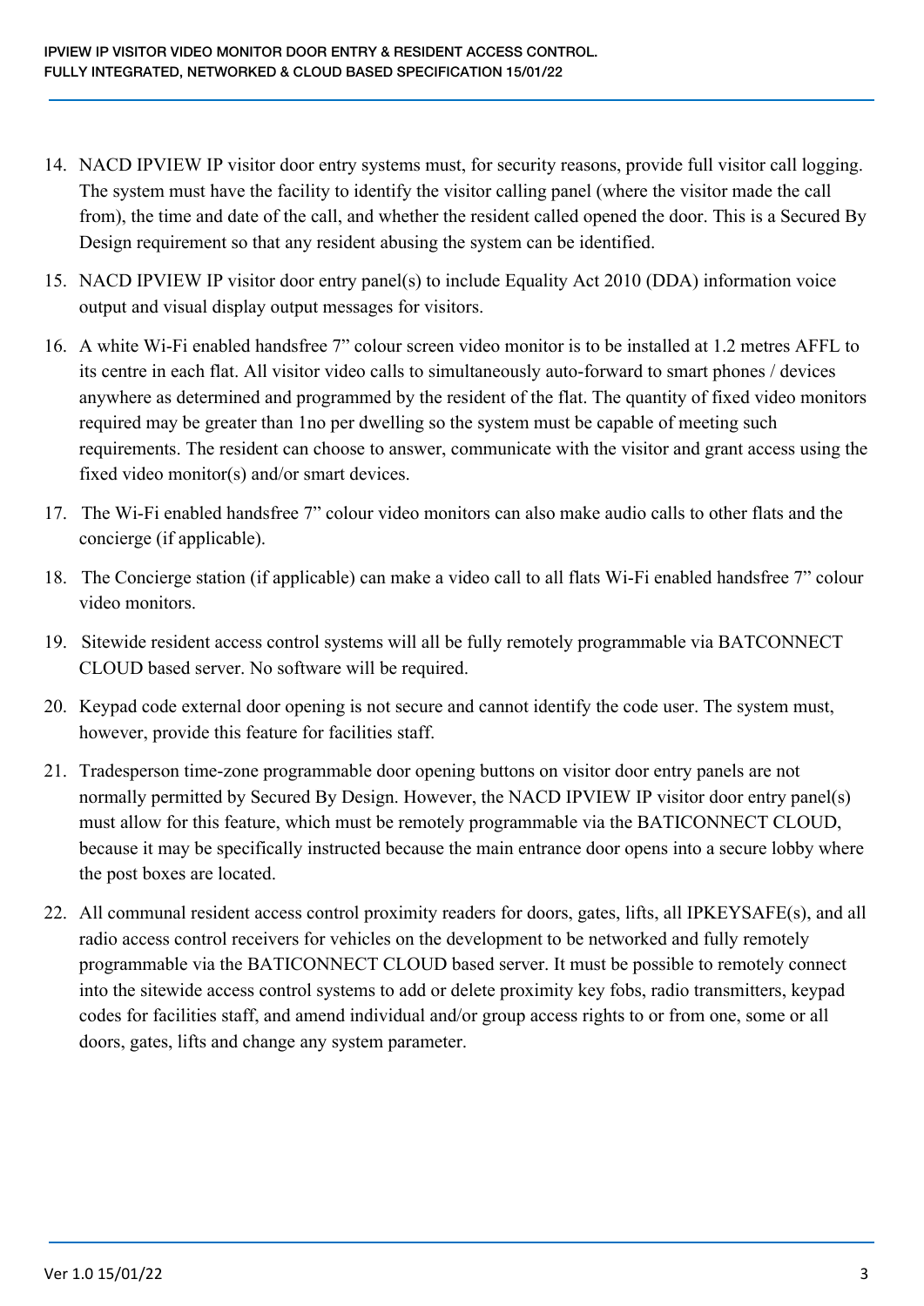14. NACD IPVIEW IP visitor door entry systems must, for security reasons, provide full visitor call logging. The system must have the facility to identify the visitor calling panel (where the visitor made the call from), the time and date of the call, and whether the resident called opened the door. This is a Secured By Design requirement so that any resident abusing the system can be identified.
15. NACD IPVIEW IP visitor door entry panel(s) to include Equality Act 2010 (DDA) information voice output and visual display output messages for visitors.
16. A white Wi-Fi enabled handsfree 7” colour screen video monitor is to be installed at 1.2 metres AFFL to its centre in each flat. All visitor video calls to simultaneously auto-forward to smart phones / devices anywhere as determined and programmed by the resident of the flat. The quantity of fixed video monitors required may be greater than 1no per dwelling so the system must be capable of meeting such requirements. The resident can choose to answer, communicate with the visitor and grant access using the fixed video monitor(s) and/or smart devices.
17. The Wi-Fi enabled handsfree 7” colour video monitors can also make audio calls to other flats and the concierge (if applicable).
18. The Concierge station (if applicable) can make a video call to all flats Wi-Fi enabled handsfree 7” colour video monitors.
19. Sitewide resident access control systems will all be fully remotely programmable via BATCONNECT CLOUD based server. No software will be required.
20. Keypad code external door opening is not secure and cannot identify the code user. The system must, however, provide this feature for facilities staff.
21. Tradesperson time-zone programmable door opening buttons on visitor door entry panels are not normally permitted by Secured By Design. However, the NACD IPVIEW IP visitor door entry panel(s) must allow for this feature, which must be remotely programmable via the BATICONNECT CLOUD, because it may be specifically instructed because the main entrance door opens into a secure lobby where the post boxes are located.
22. All communal resident access control proximity readers for doors, gates, lifts, all IPKEYSAFE(s), and all radio access control receivers for vehicles on the development to be networked and fully remotely programmable via the BATICONNECT CLOUD based server. It must be possible to remotely connect into the sitewide access control systems to add or delete proximity key fobs, radio transmitters, keypad codes for facilities staff, and amend individual and/or group access rights to or from one, some or all doors, gates, lifts and change any system parameter.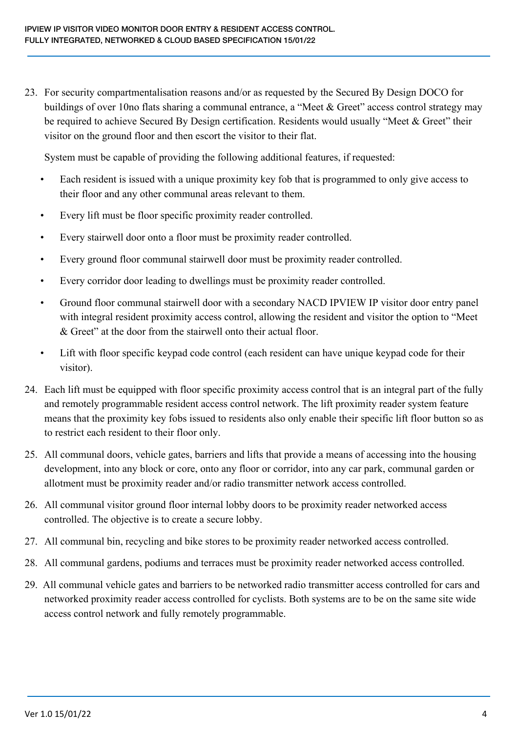23. For security compartmentalisation reasons and/or as requested by the Secured By Design DOCO for buildings of over 10no flats sharing a communal entrance, a "Meet & Greet" access control strategy may be required to achieve Secured By Design certification. Residents would usually "Meet & Greet" their visitor on the ground floor and then escort the visitor to their flat.

    System must be capable of providing the following additional features, if requested:

    - Each resident is issued with a unique proximity key fob that is programmed to only give access to their floor and any other communal areas relevant to them.
    - Every lift must be floor specific proximity reader controlled.
    - Every stairwell door onto a floor must be proximity reader controlled.
    - Every ground floor communal stairwell door must be proximity reader controlled.
    - Every corridor door leading to dwellings must be proximity reader controlled.
    - Ground floor communal stairwell door with a secondary NACD IPVIEW IP visitor door entry panel with integral resident proximity access control, allowing the resident and visitor the option to "Meet & Greet" at the door from the stairwell onto their actual floor.
    - Lift with floor specific keypad code control (each resident can have unique keypad code for their visitor).

24. Each lift must be equipped with floor specific proximity access control that is an integral part of the fully and remotely programmable resident access control network. The lift proximity reader system feature means that the proximity key fobs issued to residents also only enable their specific lift floor button so as to restrict each resident to their floor only.

25. All communal doors, vehicle gates, barriers and lifts that provide a means of accessing into the housing development, into any block or core, onto any floor or corridor, into any car park, communal garden or allotment must be proximity reader and/or radio transmitter network access controlled.

26. All communal visitor ground floor internal lobby doors to be proximity reader networked access controlled. The objective is to create a secure lobby.

27. All communal bin, recycling and bike stores to be proximity reader networked access controlled.

28. All communal gardens, podiums and terraces must be proximity reader networked access controlled.

29. All communal vehicle gates and barriers to be networked radio transmitter access controlled for cars and networked proximity reader access controlled for cyclists. Both systems are to be on the same site wide access control network and fully remotely programmable.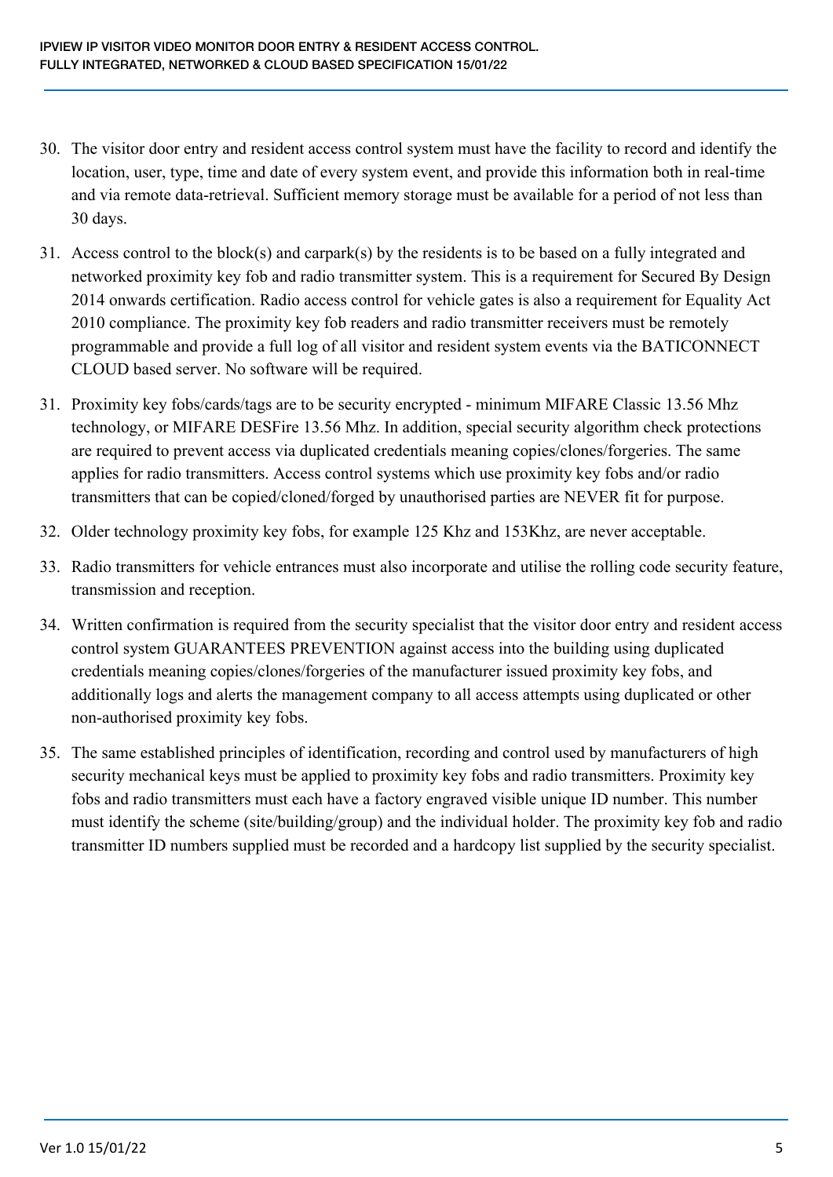30. The visitor door entry and resident access control system must have the facility to record and identify the location, user, type, time and date of every system event, and provide this information both in real-time and via remote data-retrieval. Sufficient memory storage must be available for a period of not less than 30 days.

31. Access control to the block(s) and carpark(s) by the residents is to be based on a fully integrated and networked proximity key fob and radio transmitter system. This is a requirement for Secured By Design 2014 onwards certification. Radio access control for vehicle gates is also a requirement for Equality Act 2010 compliance. The proximity key fob readers and radio transmitter receivers must be remotely programmable and provide a full log of all visitor and resident system events via the BATICONNECT CLOUD based server. No software will be required.

31. Proximity key fobs/cards/tags are to be security encrypted - minimum MIFARE Classic 13.56 Mhz technology, or MIFARE DESFire 13.56 Mhz. In addition, special security algorithm check protections are required to prevent access via duplicated credentials meaning copies/clones/forgeries. The same applies for radio transmitters. Access control systems which use proximity key fobs and/or radio transmitters that can be copied/cloned/forged by unauthorised parties are NEVER fit for purpose.

32. Older technology proximity key fobs, for example 125 Khz and 153Khz, are never acceptable.

33. Radio transmitters for vehicle entrances must also incorporate and utilise the rolling code security feature, transmission and reception.

34. Written confirmation is required from the security specialist that the visitor door entry and resident access control system GUARANTEES PREVENTION against access into the building using duplicated credentials meaning copies/clones/forgeries of the manufacturer issued proximity key fobs, and additionally logs and alerts the management company to all access attempts using duplicated or other non-authorised proximity key fobs.

35. The same established principles of identification, recording and control used by manufacturers of high security mechanical keys must be applied to proximity key fobs and radio transmitters. Proximity key fobs and radio transmitters must each have a factory engraved visible unique ID number. This number must identify the scheme (site/building/group) and the individual holder. The proximity key fob and radio transmitter ID numbers supplied must be recorded and a hardcopy list supplied by the security specialist.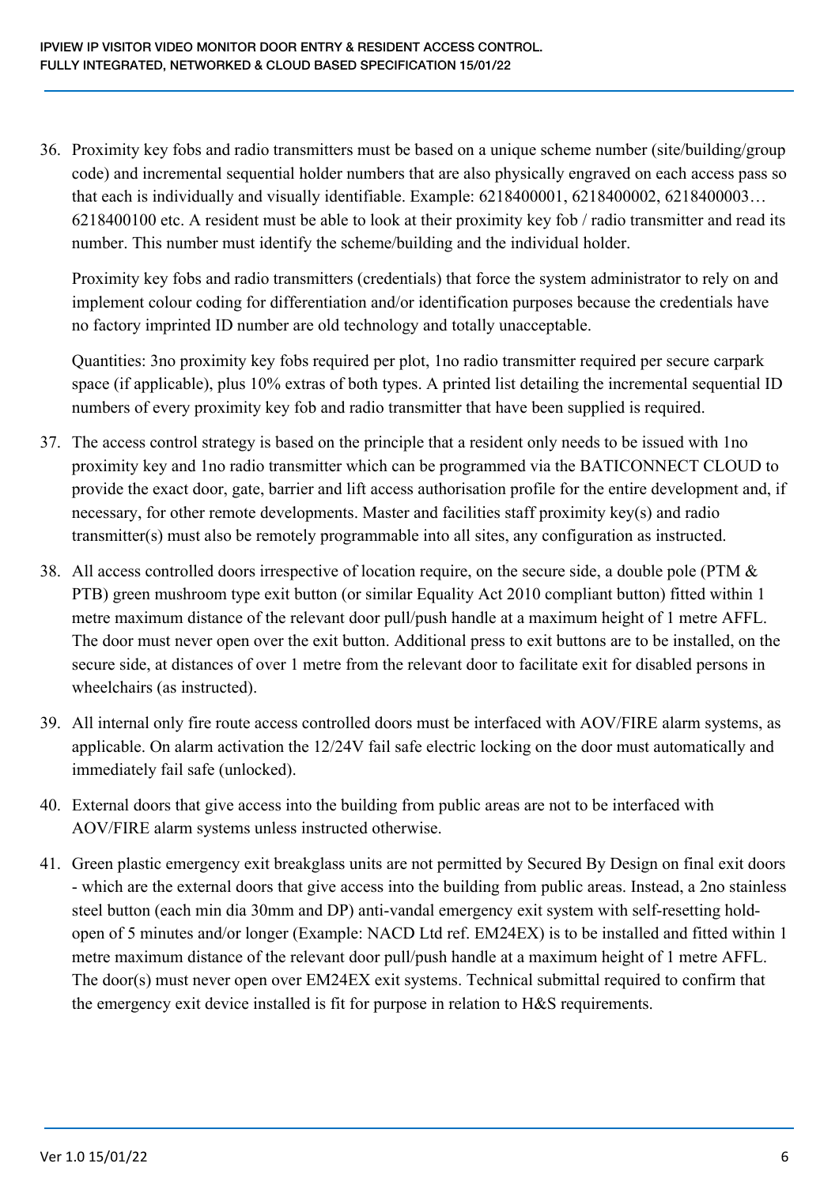36. Proximity key fobs and radio transmitters must be based on a unique scheme number (site/building/group code) and incremental sequential holder numbers that are also physically engraved on each access pass so that each is individually and visually identifiable. Example: 6218400001, 6218400002, 6218400003… 6218400100 etc. A resident must be able to look at their proximity key fob / radio transmitter and read its number. This number must identify the scheme/building and the individual holder.

    Proximity key fobs and radio transmitters (credentials) that force the system administrator to rely on and implement colour coding for differentiation and/or identification purposes because the credentials have no factory imprinted ID number are old technology and totally unacceptable.

    Quantities: 3no proximity key fobs required per plot, 1no radio transmitter required per secure carpark space (if applicable), plus 10% extras of both types. A printed list detailing the incremental sequential ID numbers of every proximity key fob and radio transmitter that have been supplied is required.

37. The access control strategy is based on the principle that a resident only needs to be issued with 1no proximity key and 1no radio transmitter which can be programmed via the BATICONNECT CLOUD to provide the exact door, gate, barrier and lift access authorisation profile for the entire development and, if necessary, for other remote developments. Master and facilities staff proximity key(s) and radio transmitter(s) must also be remotely programmable into all sites, any configuration as instructed.

38. All access controlled doors irrespective of location require, on the secure side, a double pole (PTM & PTB) green mushroom type exit button (or similar Equality Act 2010 compliant button) fitted within 1 metre maximum distance of the relevant door pull/push handle at a maximum height of 1 metre AFFL. The door must never open over the exit button. Additional press to exit buttons are to be installed, on the secure side, at distances of over 1 metre from the relevant door to facilitate exit for disabled persons in wheelchairs (as instructed).

39. All internal only fire route access controlled doors must be interfaced with AOV/FIRE alarm systems, as applicable. On alarm activation the 12/24V fail safe electric locking on the door must automatically and immediately fail safe (unlocked).

40. External doors that give access into the building from public areas are not to be interfaced with AOV/FIRE alarm systems unless instructed otherwise.

41. Green plastic emergency exit breakglass units are not permitted by Secured By Design on final exit doors - which are the external doors that give access into the building from public areas. Instead, a 2no stainless steel button (each min dia 30mm and DP) anti-vandal emergency exit system with self-resetting hold-open of 5 minutes and/or longer (Example: NACD Ltd ref. EM24EX) is to be installed and fitted within 1 metre maximum distance of the relevant door pull/push handle at a maximum height of 1 metre AFFL. The door(s) must never open over EM24EX exit systems. Technical submittal required to confirm that the emergency exit device installed is fit for purpose in relation to H&S requirements.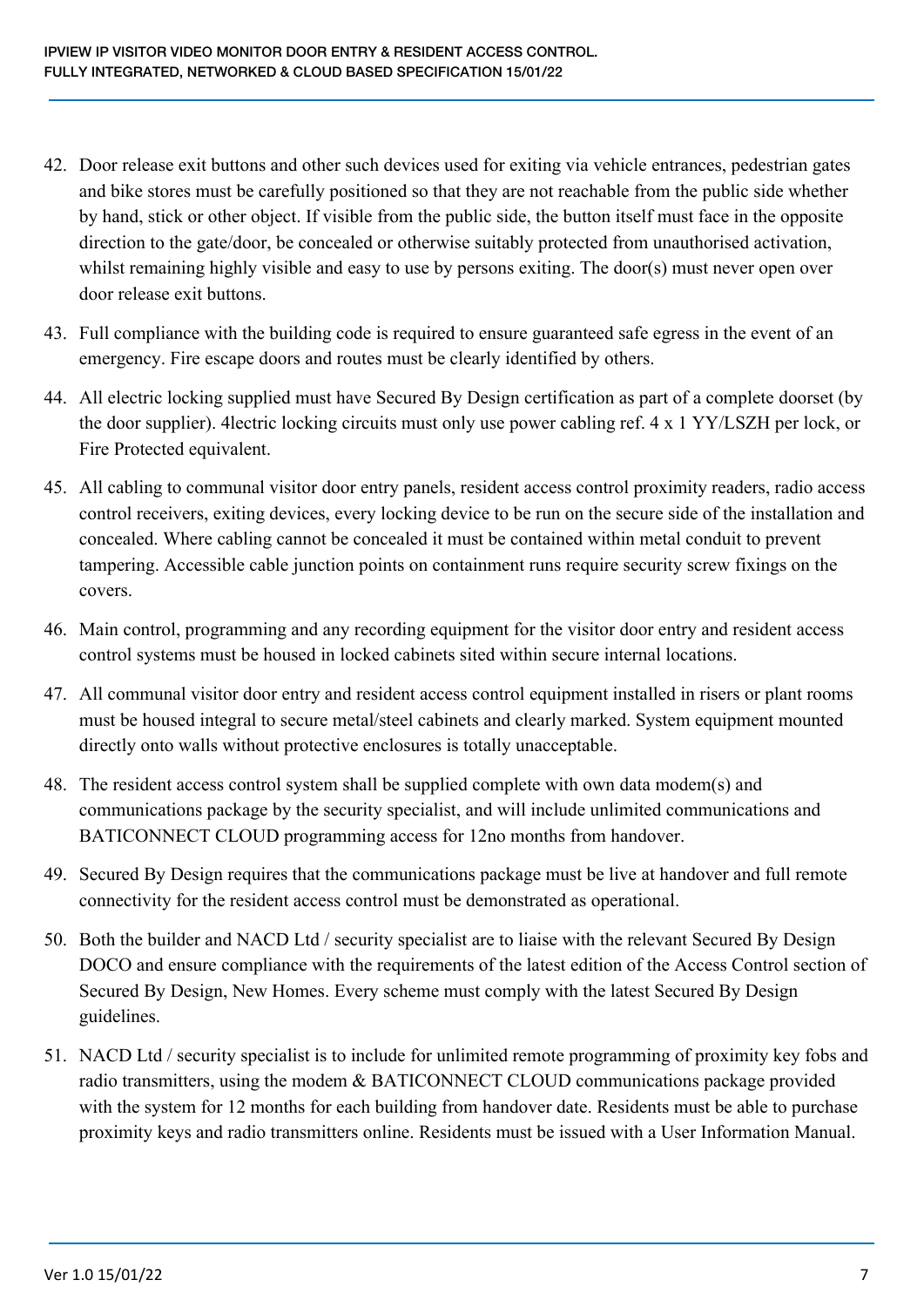42. Door release exit buttons and other such devices used for exiting via vehicle entrances, pedestrian gates and bike stores must be carefully positioned so that they are not reachable from the public side whether by hand, stick or other object. If visible from the public side, the button itself must face in the opposite direction to the gate/door, be concealed or otherwise suitably protected from unauthorised activation, whilst remaining highly visible and easy to use by persons exiting. The door(s) must never open over door release exit buttons.
43. Full compliance with the building code is required to ensure guaranteed safe egress in the event of an emergency. Fire escape doors and routes must be clearly identified by others.
44. All electric locking supplied must have Secured By Design certification as part of a complete doorset (by the door supplier). 4lectric locking circuits must only use power cabling ref. 4 x 1 YY/LSZH per lock, or Fire Protected equivalent.
45. All cabling to communal visitor door entry panels, resident access control proximity readers, radio access control receivers, exiting devices, every locking device to be run on the secure side of the installation and concealed. Where cabling cannot be concealed it must be contained within metal conduit to prevent tampering. Accessible cable junction points on containment runs require security screw fixings on the covers.
46. Main control, programming and any recording equipment for the visitor door entry and resident access control systems must be housed in locked cabinets sited within secure internal locations.
47. All communal visitor door entry and resident access control equipment installed in risers or plant rooms must be housed integral to secure metal/steel cabinets and clearly marked. System equipment mounted directly onto walls without protective enclosures is totally unacceptable.
48. The resident access control system shall be supplied complete with own data modem(s) and communications package by the security specialist, and will include unlimited communications and BATICONNECT CLOUD programming access for 12no months from handover.
49. Secured By Design requires that the communications package must be live at handover and full remote connectivity for the resident access control must be demonstrated as operational.
50. Both the builder and NACD Ltd / security specialist are to liaise with the relevant Secured By Design DOCO and ensure compliance with the requirements of the latest edition of the Access Control section of Secured By Design, New Homes. Every scheme must comply with the latest Secured By Design guidelines.
51. NACD Ltd / security specialist is to include for unlimited remote programming of proximity key fobs and radio transmitters, using the modem & BATICONNECT CLOUD communications package provided with the system for 12 months for each building from handover date. Residents must be able to purchase proximity keys and radio transmitters online. Residents must be issued with a User Information Manual.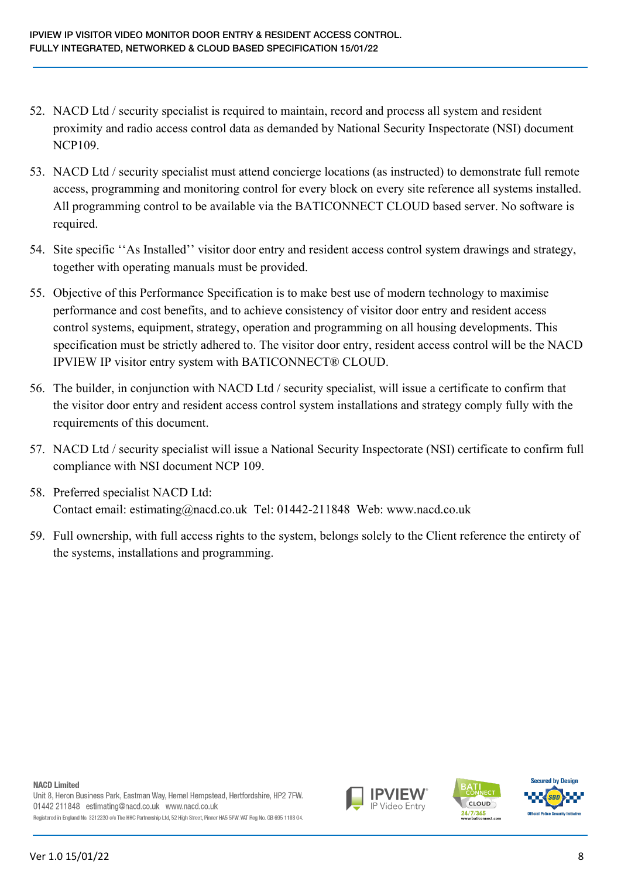52. NACD Ltd / security specialist is required to maintain, record and process all system and resident proximity and radio access control data as demanded by National Security Inspectorate (NSI) document NCP109.

53. NACD Ltd / security specialist must attend concierge locations (as instructed) to demonstrate full remote access, programming and monitoring control for every block on every site reference all systems installed. All programming control to be available via the BATICONNECT CLOUD based server. No software is required.

54. Site specific ''As Installed'' visitor door entry and resident access control system drawings and strategy, together with operating manuals must be provided.

55. Objective of this Performance Specification is to make best use of modern technology to maximise performance and cost benefits, and to achieve consistency of visitor door entry and resident access control systems, equipment, strategy, operation and programming on all housing developments. This specification must be strictly adhered to. The visitor door entry, resident access control will be the NACD IPVIEW IP visitor entry system with BATICONNECT® CLOUD.

56. The builder, in conjunction with NACD Ltd / security specialist, will issue a certificate to confirm that the visitor door entry and resident access control system installations and strategy comply fully with the requirements of this document.

57. NACD Ltd / security specialist will issue a National Security Inspectorate (NSI) certificate to confirm full compliance with NSI document NCP 109.

58. Preferred specialist NACD Ltd:
    Contact email: estimating@nacd.co.uk  Tel: 01442-211848  Web: www.nacd.co.uk

59. Full ownership, with full access rights to the system, belongs solely to the Client reference the entirety of the systems, installations and programming.